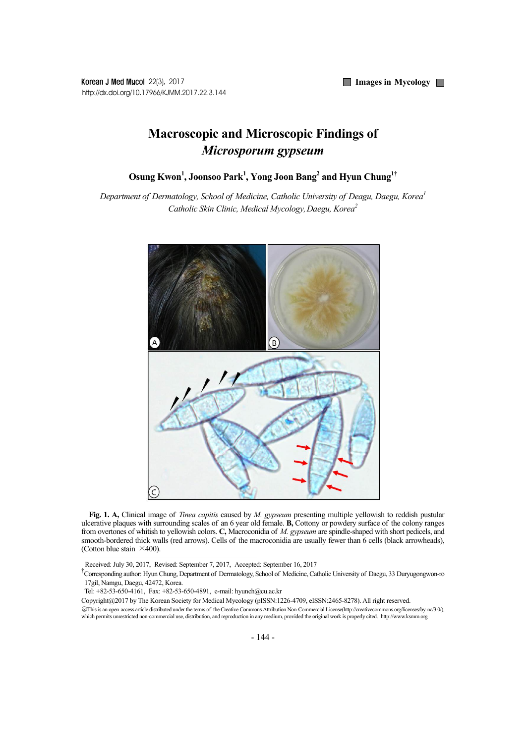# Macroscopic and Microscopic Findings of *Microsporum gypseum*

**Osung Kwon[1], Joonsoo Park[1], Yong Joon Bang[2] and Hyun Chung[1†]**

*Department of Dermatology, School of Medicine, Catholic University of Deagu, Daegu, Korea[1]*
*Catholic Skin Clinic, Medical Mycology, Daegu, Korea[2]*

**Fig. 1. A,** Clinical image of *Tinea capitis* caused by *M. gypseum* presenting multiple yellowish to reddish pustular ulcerative plaques with surrounding scales of an 6 year old female. **B,** Cottony or powdery surface of the colony ranges from overtones of whitish to yellowish colors. **C,** Macroconidia of *M. gypseum* are spindle-shaped with short pedicels, and smooth-bordered thick walls (red arrows). Cells of the macroconidia are usually fewer than 6 cells (black arrowheads), (Cotton blue stain ×400).

---

Received: July 30, 2017, Revised: September 7, 2017, Accepted: September 16, 2017

†Corresponding author: Hyun Chung, Department of Dermatology, School of Medicine, Catholic University of Daegu, 33 Duryugongwon-ro 17gil, Namgu, Daegu, 42472, Korea.

Tel: +82-53-650-4161, Fax: +82-53-650-4891, e-mail: hyunch@cu.ac.kr

Copyright@2017 by The Korean Society for Medical Mycology (pISSN:1226-4709, eISSN:2465-8278). All right reserved.

This is an open-access article distributed under the terms of the Creative Commons Attribution Non-Commercial License(http://creativecommons.org/licenses/by-nc/3.0/), which permits unrestricted non-commercial use, distribution, and reproduction in any medium, provided the original work is properly cited. http://www.ksmm.org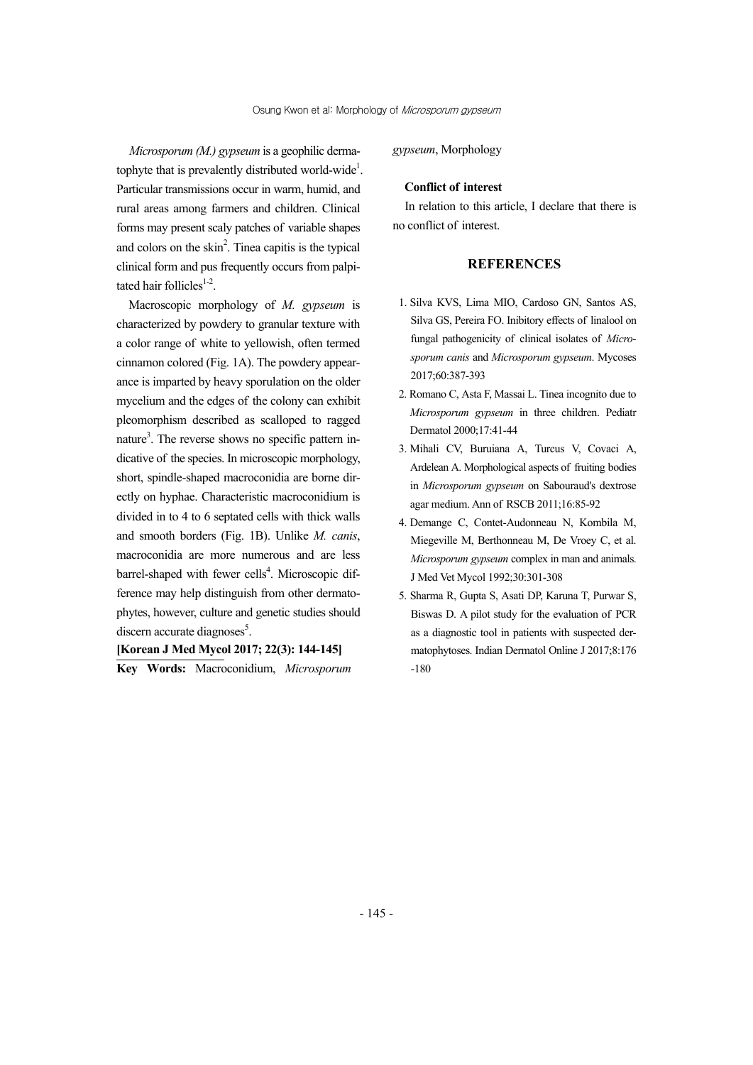*Microsporum (M.) gypseum* is a geophilic dermatophyte that is prevalently distributed world-wide[1]. Particular transmissions occur in warm, humid, and rural areas among farmers and children. Clinical forms may present scaly patches of variable shapes and colors on the skin[2]. Tinea capitis is the typical clinical form and pus frequently occurs from palpitated hair follicles[1-2].

Macroscopic morphology of *M. gypseum* is characterized by powdery to granular texture with a color range of white to yellowish, often termed cinnamon colored (Fig. 1A). The powdery appearance is imparted by heavy sporulation on the older mycelium and the edges of the colony can exhibit pleomorphism described as scalloped to ragged nature[3]. The reverse shows no specific pattern indicative of the species. In microscopic morphology, short, spindle-shaped macroconidia are borne directly on hyphae. Characteristic macroconidium is divided in to 4 to 6 septated cells with thick walls and smooth borders (Fig. 1B). Unlike *M. canis*, macroconidia are more numerous and are less barrel-shaped with fewer cells[4]. Microscopic difference may help distinguish from other dermatophytes, however, culture and genetic studies should discern accurate diagnoses[5].

**[Korean J Med Mycol 2017; 22(3): 144-145]**

**Key Words:** Macroconidium, *Microsporum gypseum*, Morphology

**Conflict of interest**

In relation to this article, I declare that there is no conflict of interest.

## REFERENCES

1. Silva KVS, Lima MIO, Cardoso GN, Santos AS, Silva GS, Pereira FO. Inibitory effects of linalool on fungal pathogenicity of clinical isolates of *Microsporum canis* and *Microsporum gypseum*. Mycoses 2017;60:387-393
2. Romano C, Asta F, Massai L. Tinea incognito due to *Microsporum gypseum* in three children. Pediatr Dermatol 2000;17:41-44
3. Mihali CV, Buruiana A, Turcus V, Covaci A, Ardelean A. Morphological aspects of fruiting bodies in *Microsporum gypseum* on Sabouraud's dextrose agar medium. Ann of RSCB 2011;16:85-92
4. Demange C, Contet-Audonneau N, Kombila M, Miegeville M, Berthonneau M, De Vroey C, et al. *Microsporum gypseum* complex in man and animals. J Med Vet Mycol 1992;30:301-308
5. Sharma R, Gupta S, Asati DP, Karuna T, Purwar S, Biswas D. A pilot study for the evaluation of PCR as a diagnostic tool in patients with suspected dermatophytoses. Indian Dermatol Online J 2017;8:176-180